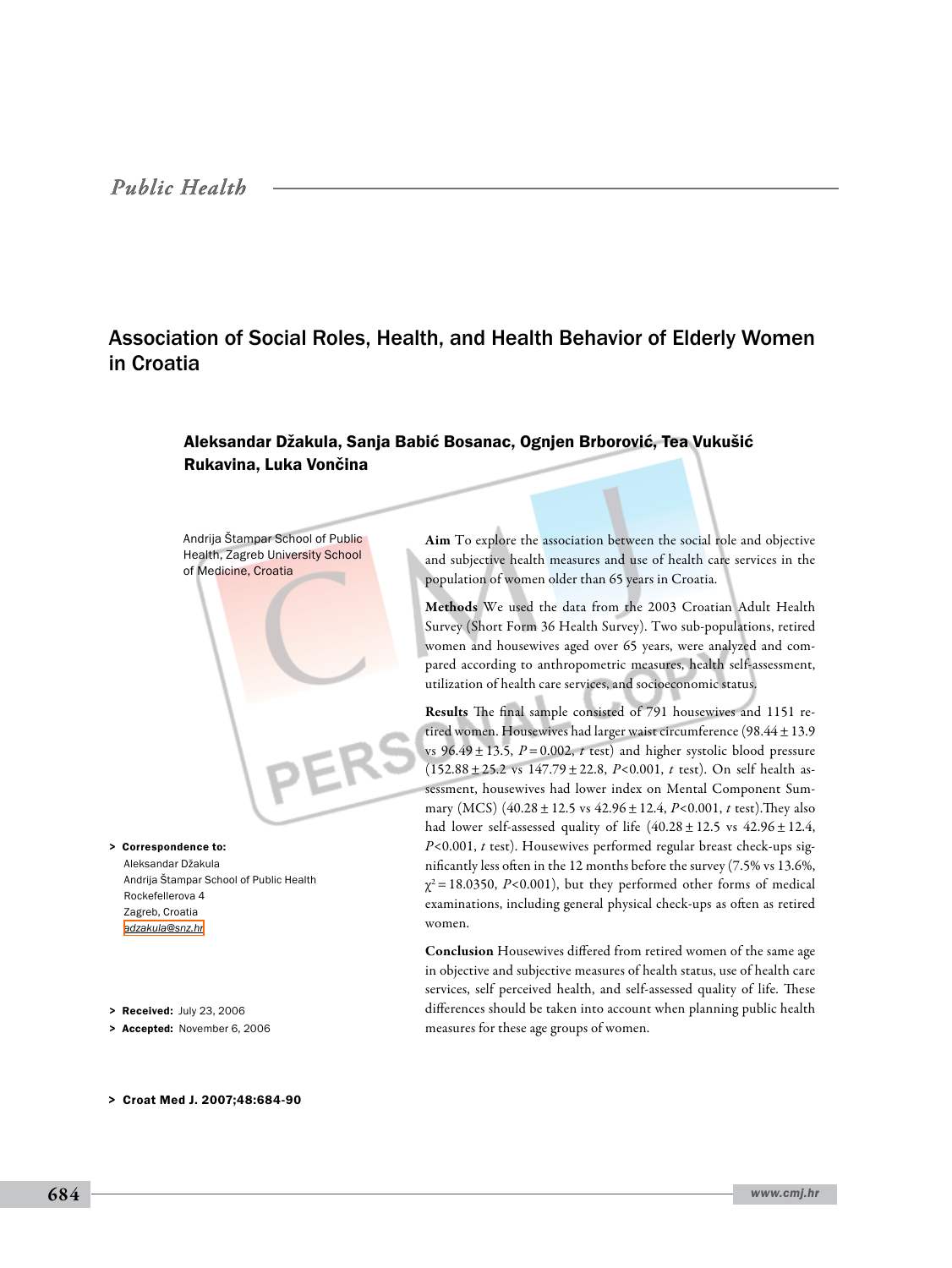Public Health

# Association of Social Roles, Health, and Health Behavior of Elderly Women in Croatia

**Aleksandar Džakula, Sanja Babić Bosanac, Ognjen Brborović, Tea Vukušić Rukavina, Luka Vončina**

Andrija Štampar School of Public Health, Zagreb University School of Medicine, Croatia

> **Correspondence to:**
> Aleksandar Džakula
> Andrija Štampar School of Public Health
> Rockefellerova 4
> Zagreb, Croatia
> adzakula@snz.hr

> **Received:** July 23, 2006
> **Accepted:** November 6, 2006

> **Croat Med J. 2007;48:684-90**

**Aim** To explore the association between the social role and objective and subjective health measures and use of health care services in the population of women older than 65 years in Croatia.

**Methods** We used the data from the 2003 Croatian Adult Health Survey (Short Form 36 Health Survey). Two sub-populations, retired women and housewives aged over 65 years, were analyzed and compared according to anthropometric measures, health self-assessment, utilization of health care services, and socioeconomic status.

**Results** The final sample consisted of 791 housewives and 1151 retired women. Housewives had larger waist circumference (98.44 ± 13.9 vs 96.49 ± 13.5, $P = 0.002$, *t* test) and higher systolic blood pressure (152.88 ± 25.2 vs 147.79 ± 22.8, $P < 0.001$, *t* test). On self health assessment, housewives had lower index on Mental Component Summary (MCS) (40.28 ± 12.5 vs 42.96 ± 12.4, $P < 0.001$, *t* test).They also had lower self-assessed quality of life (40.28 ± 12.5 vs 42.96 ± 12.4, $P < 0.001$, *t* test). Housewives performed regular breast check-ups significantly less often in the 12 months before the survey (7.5% vs 13.6%, $\chi^2 = 18.0350$, $P < 0.001$), but they performed other forms of medical examinations, including general physical check-ups as often as retired women.

**Conclusion** Housewives differed from retired women of the same age in objective and subjective measures of health status, use of health care services, self perceived health, and self-assessed quality of life. These differences should be taken into account when planning public health measures for these age groups of women.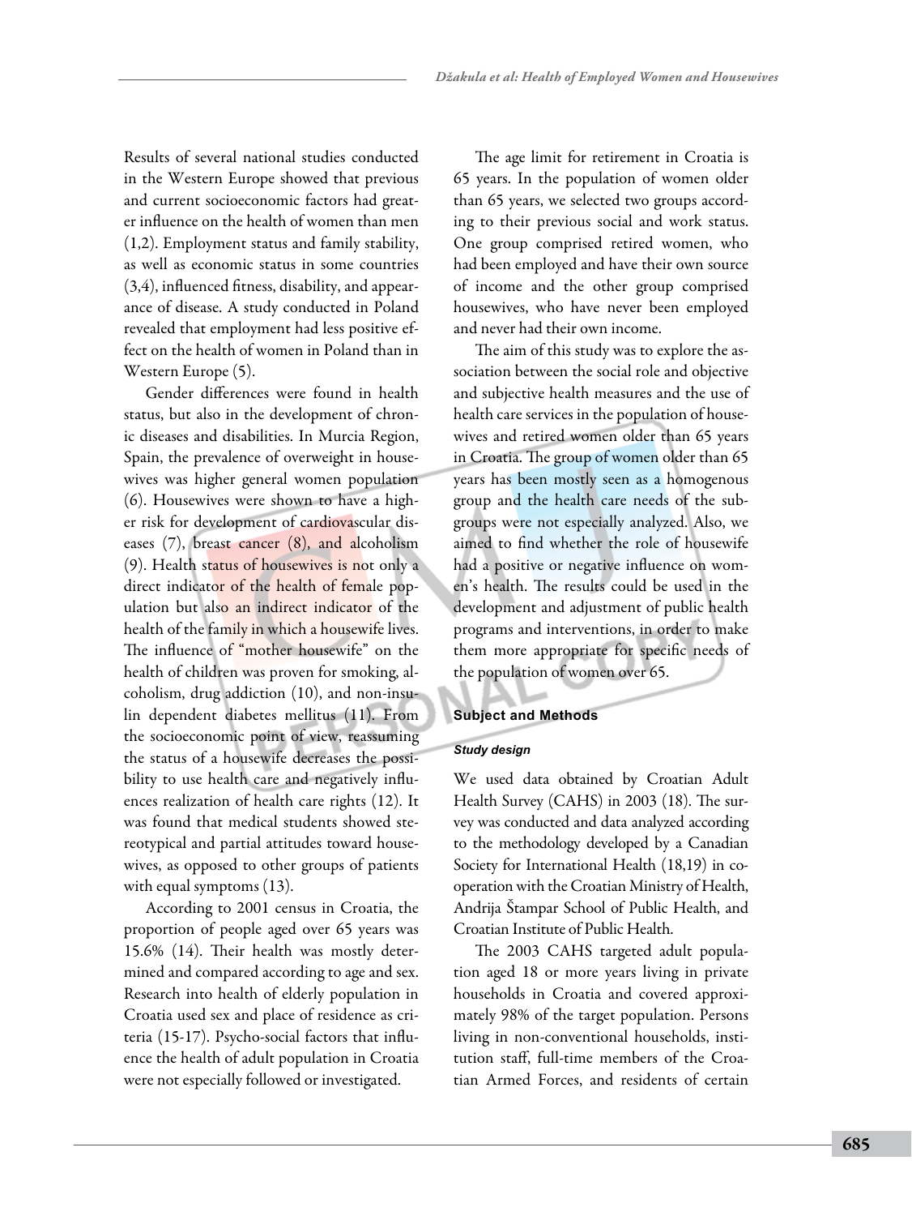Results of several national studies conducted in the Western Europe showed that previous and current socioeconomic factors had greater influence on the health of women than men (1,2). Employment status and family stability, as well as economic status in some countries (3,4), influenced fitness, disability, and appearance of disease. A study conducted in Poland revealed that employment had less positive effect on the health of women in Poland than in Western Europe (5).

Gender differences were found in health status, but also in the development of chronic diseases and disabilities. In Murcia Region, Spain, the prevalence of overweight in housewives was higher general women population (6). Housewives were shown to have a higher risk for development of cardiovascular diseases (7), breast cancer (8), and alcoholism (9). Health status of housewives is not only a direct indicator of the health of female population but also an indirect indicator of the health of the family in which a housewife lives. The influence of "mother housewife" on the health of children was proven for smoking, alcoholism, drug addiction (10), and non-insulin dependent diabetes mellitus (11). From the socioeconomic point of view, reassuming the status of a housewife decreases the possibility to use health care and negatively influences realization of health care rights (12). It was found that medical students showed stereotypical and partial attitudes toward housewives, as opposed to other groups of patients with equal symptoms (13).

According to 2001 census in Croatia, the proportion of people aged over 65 years was 15.6% (14). Their health was mostly determined and compared according to age and sex. Research into health of elderly population in Croatia used sex and place of residence as criteria (15-17). Psycho-social factors that influence the health of adult population in Croatia were not especially followed or investigated.

The age limit for retirement in Croatia is 65 years. In the population of women older than 65 years, we selected two groups according to their previous social and work status. One group comprised retired women, who had been employed and have their own source of income and the other group comprised housewives, who have never been employed and never had their own income.

The aim of this study was to explore the association between the social role and objective and subjective health measures and the use of health care services in the population of housewives and retired women older than 65 years in Croatia. The group of women older than 65 years has been mostly seen as a homogenous group and the health care needs of the subgroups were not especially analyzed. Also, we aimed to find whether the role of housewife had a positive or negative influence on women's health. The results could be used in the development and adjustment of public health programs and interventions, in order to make them more appropriate for specific needs of the population of women over 65.

## Subject and Methods

### *Study design*

We used data obtained by Croatian Adult Health Survey (CAHS) in 2003 (18). The survey was conducted and data analyzed according to the methodology developed by a Canadian Society for International Health (18,19) in cooperation with the Croatian Ministry of Health, Andrija Štampar School of Public Health, and Croatian Institute of Public Health.

The 2003 CAHS targeted adult population aged 18 or more years living in private households in Croatia and covered approximately 98% of the target population. Persons living in non-conventional households, institution staff, full-time members of the Croatian Armed Forces, and residents of certain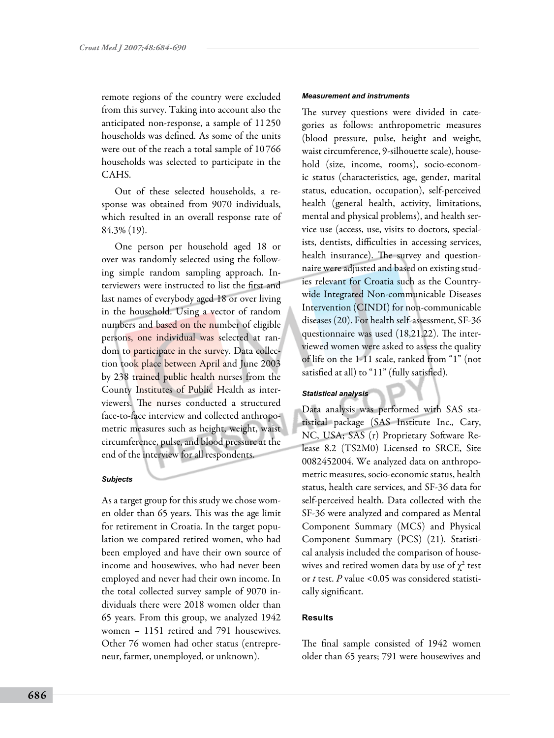remote regions of the country were excluded from this survey. Taking into account also the anticipated non-response, a sample of 11 250 households was defined. As some of the units were out of the reach a total sample of 10 766 households was selected to participate in the CAHS.

Out of these selected households, a response was obtained from 9070 individuals, which resulted in an overall response rate of 84.3% (19).

One person per household aged 18 or over was randomly selected using the following simple random sampling approach. Interviewers were instructed to list the first and last names of everybody aged 18 or over living in the household. Using a vector of random numbers and based on the number of eligible persons, one individual was selected at random to participate in the survey. Data collection took place between April and June 2003 by 238 trained public health nurses from the County Institutes of Public Health as interviewers. The nurses conducted a structured face-to-face interview and collected anthropometric measures such as height, weight, waist circumference, pulse, and blood pressure at the end of the interview for all respondents.

#### Subjects

As a target group for this study we chose women older than 65 years. This was the age limit for retirement in Croatia. In the target population we compared retired women, who had been employed and have their own source of income and housewives, who had never been employed and never had their own income. In the total collected survey sample of 9070 individuals there were 2018 women older than 65 years. From this group, we analyzed 1942 women – 1151 retired and 791 housewives. Other 76 women had other status (entrepreneur, farmer, unemployed, or unknown).

#### Measurement and instruments

The survey questions were divided in categories as follows: anthropometric measures (blood pressure, pulse, height and weight, waist circumference, 9-silhouette scale), household (size, income, rooms), socio-economic status (characteristics, age, gender, marital status, education, occupation), self-perceived health (general health, activity, limitations, mental and physical problems), and health service use (access, use, visits to doctors, specialists, dentists, difficulties in accessing services, health insurance). The survey and questionnaire were adjusted and based on existing studies relevant for Croatia such as the Countrywide Integrated Non-communicable Diseases Intervention (CINDI) for non-communicable diseases (20). For health self-assessment, SF-36 questionnaire was used (18,21,22). The interviewed women were asked to assess the quality of life on the 1-11 scale, ranked from "1" (not satisfied at all) to "11" (fully satisfied).

#### Statistical analysis

Data analysis was performed with SAS statistical package (SAS Institute Inc., Cary, NC, USA; SAS (r) Proprietary Software Release 8.2 (TS2M0) Licensed to SRCE, Site 0082452004. We analyzed data on anthropometric measures, socio-economic status, health status, health care services, and SF-36 data for self-perceived health. Data collected with the SF-36 were analyzed and compared as Mental Component Summary (MCS) and Physical Component Summary (PCS) (21). Statistical analysis included the comparison of housewives and retired women data by use of $\chi^2$ test or *t* test. *P* value <0.05 was considered statistically significant.

### Results

The final sample consisted of 1942 women older than 65 years; 791 were housewives and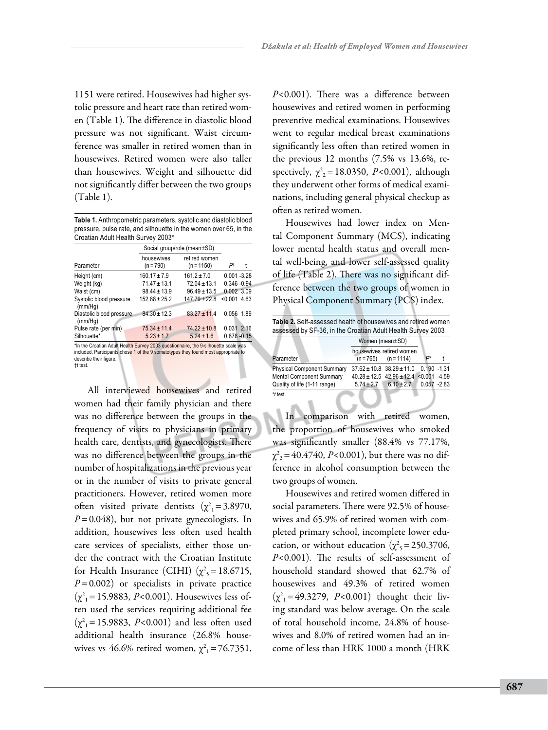1151 were retired. Housewives had higher systolic pressure and heart rate than retired women (Table 1). The difference in diastolic blood pressure was not significant. Waist circumference was smaller in retired women than in housewives. Retired women were also taller than housewives. Weight and silhouette did not significantly differ between the two groups (Table 1).

**Table 1.** Anthropometric parameters, systolic and diastolic blood pressure, pulse rate, and silhouette in the women over 65, in the Croatian Adult Health Survey 2003*

| Parameter | Social group/role (mean±SD) | | | |
|---|---|---|---|---|
| | housewives (n = 790) | retired women (n = 1150) | P† | t |
| Height (cm) | 160.17 ± 7.9 | 161.2 ± 7.0 | 0.001 | -3.28 |
| Weight (kg) | 71.47 ± 13.1 | 72.04 ± 13.1 | 0.346 | -0.94 |
| Waist (cm) | 98.44 ± 13.9 | 96.49 ± 13.5 | 0.002 | 3.09 |
| Systolic blood pressure (mm/Hg) | 152.88 ± 25.2 | 147.79 ± 22.8 | <0.001 | 4.63 |
| Diastolic blood pressure (mm/Hg) | 84.30 ± 12.3 | 83.27 ± 11.4 | 0.056 | 1.89 |
| Pulse rate (per min) | 75.34 ± 11.4 | 74.22 ± 10.8 | 0.031 | 2.16 |
| Silhouette* | 5.23 ± 1.7 | 5.24 ± 1.6 | 0.878 | -0.15 |

*In the Croatian Adult Health Survey 2003 questionnaire, the 9-silhouette scale was included. Participants chose 1 of the 9 somatotypes they found most appropriate to describe their figure.
†*t* test.

All interviewed housewives and retired women had their family physician and there was no difference between the groups in the frequency of visits to physicians in primary health care, dentists, and gynecologists. There was no difference between the groups in the number of hospitalizations in the previous year or in the number of visits to private general practitioners. However, retired women more often visited private dentists ($\chi^2_1 = 3.8970$, $P = 0.048$), but not private gynecologists. In addition, housewives less often used health care services of specialists, either those under the contract with the Croatian Institute for Health Insurance (CIHI) ($\chi^2_5 = 18.6715$, $P = 0.002$) or specialists in private practice ($\chi^2_1 = 15.9883$, $P<0.001$). Housewives less often used the services requiring additional fee ($\chi^2_1 = 15.9883$, $P<0.001$) and less often used additional health insurance (26.8% housewives vs 46.6% retired women, $\chi^2_1 = 76.7351$, $P<0.001$). There was a difference between housewives and retired women in performing preventive medical examinations. Housewives went to regular medical breast examinations significantly less often than retired women in the previous 12 months (7.5% vs 13.6%, respectively, $\chi^2_2 = 18.0350$, $P<0.001$), although they underwent other forms of medical examinations, including general physical checkup as often as retired women.

Housewives had lower index on Mental Component Summary (MCS), indicating lower mental health status and overall mental well-being, and lower self-assessed quality of life (Table 2). There was no significant difference between the two groups of women in Physical Component Summary (PCS) index.

**Table 2.** Self-assessed health of housewives and retired women assessed by SF-36, in the Croatian Adult Health Survey 2003

| Parameter | Women (mean±SD) | | | |
|---|---|---|---|---|
| | housewives (n = 765) | retired women (n = 1114) | P* | t |
| Physical Component Summary | 37.62 ± 10.8 | 38.29 ± 11.0 | 0.190 | -1.31 |
| Mental Component Summary | 40.28 ± 12.5 | 42.96 ± 12.4 | <0.001 | -4.59 |
| Quality of life (1-11 range) | 5.74 ± 2.7 | 6.10 ± 2.7 | 0.057 | -2.83 |

**t* test.

In comparison with retired women, the proportion of housewives who smoked was significantly smaller (88.4% vs 77.17%, $\chi^2_2 = 40.4740$, $P<0.001$), but there was no difference in alcohol consumption between the two groups of women.

Housewives and retired women differed in social parameters. There were 92.5% of housewives and 65.9% of retired women with completed primary school, incomplete lower education, or without education ($\chi^2_5 = 250.3706$, $P<0.001$). The results of self-assessment of household standard showed that 62.7% of housewives and 49.3% of retired women ($\chi^2_1 = 49.3279$, $P<0.001$) thought their living standard was below average. On the scale of total household income, 24.8% of housewives and 8.0% of retired women had an income of less than HRK 1000 a month (HRK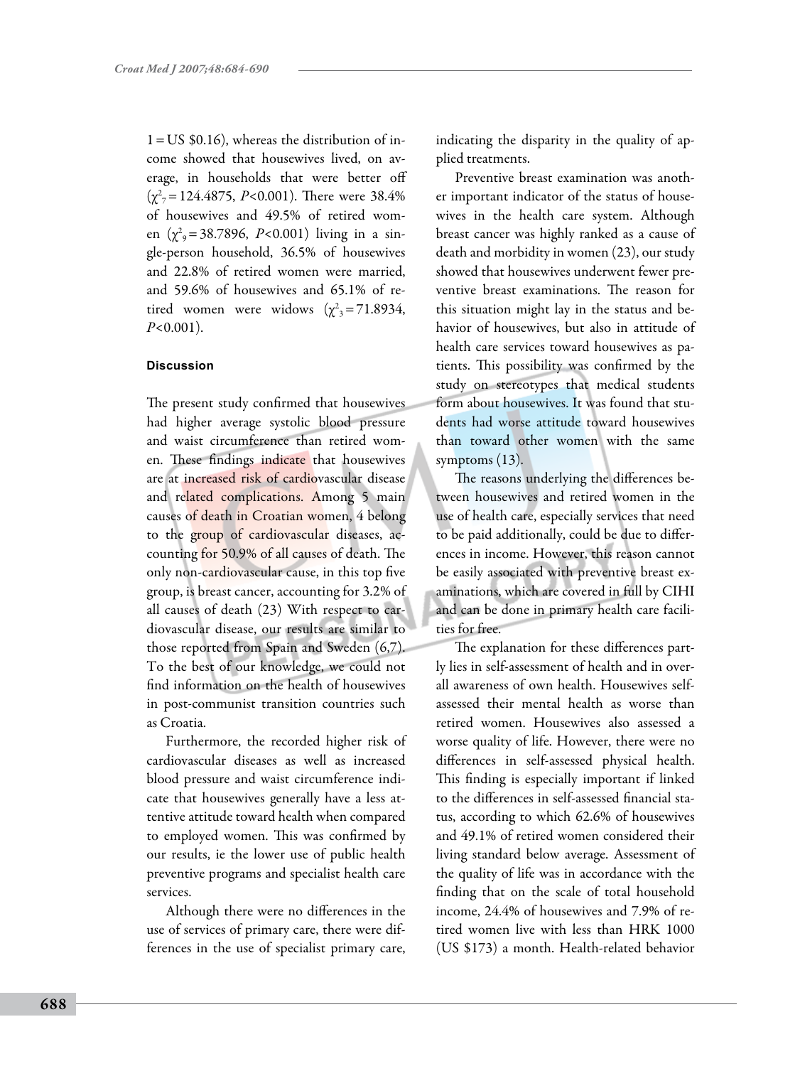1 = US $0.16), whereas the distribution of income showed that housewives lived, on average, in households that were better off ($\chi^2_7 = 124.4875$, $P<0.001$). There were 38.4% of housewives and 49.5% of retired women ($\chi^2_9 = 38.7896$, $P<0.001$) living in a single-person household, 36.5% of housewives and 22.8% of retired women were married, and 59.6% of housewives and 65.1% of retired women were widows ($\chi^2_3 = 71.8934$, $P<0.001$).

#### Discussion

The present study confirmed that housewives had higher average systolic blood pressure and waist circumference than retired women. These findings indicate that housewives are at increased risk of cardiovascular disease and related complications. Among 5 main causes of death in Croatian women, 4 belong to the group of cardiovascular diseases, accounting for 50.9% of all causes of death. The only non-cardiovascular cause, in this top five group, is breast cancer, accounting for 3.2% of all causes of death (23) With respect to cardiovascular disease, our results are similar to those reported from Spain and Sweden (6,7). To the best of our knowledge, we could not find information on the health of housewives in post-communist transition countries such as Croatia.

Furthermore, the recorded higher risk of cardiovascular diseases as well as increased blood pressure and waist circumference indicate that housewives generally have a less attentive attitude toward health when compared to employed women. This was confirmed by our results, ie the lower use of public health preventive programs and specialist health care services.

Although there were no differences in the use of services of primary care, there were differences in the use of specialist primary care, indicating the disparity in the quality of applied treatments.

Preventive breast examination was another important indicator of the status of housewives in the health care system. Although breast cancer was highly ranked as a cause of death and morbidity in women (23), our study showed that housewives underwent fewer preventive breast examinations. The reason for this situation might lay in the status and behavior of housewives, but also in attitude of health care services toward housewives as patients. This possibility was confirmed by the study on stereotypes that medical students form about housewives. It was found that students had worse attitude toward housewives than toward other women with the same symptoms (13).

The reasons underlying the differences between housewives and retired women in the use of health care, especially services that need to be paid additionally, could be due to differences in income. However, this reason cannot be easily associated with preventive breast examinations, which are covered in full by CIHI and can be done in primary health care facilities for free.

The explanation for these differences partly lies in self-assessment of health and in overall awareness of own health. Housewives self-assessed their mental health as worse than retired women. Housewives also assessed a worse quality of life. However, there were no differences in self-assessed physical health. This finding is especially important if linked to the differences in self-assessed financial status, according to which 62.6% of housewives and 49.1% of retired women considered their living standard below average. Assessment of the quality of life was in accordance with the finding that on the scale of total household income, 24.4% of housewives and 7.9% of retired women live with less than HRK 1000 (US $173) a month. Health-related behavior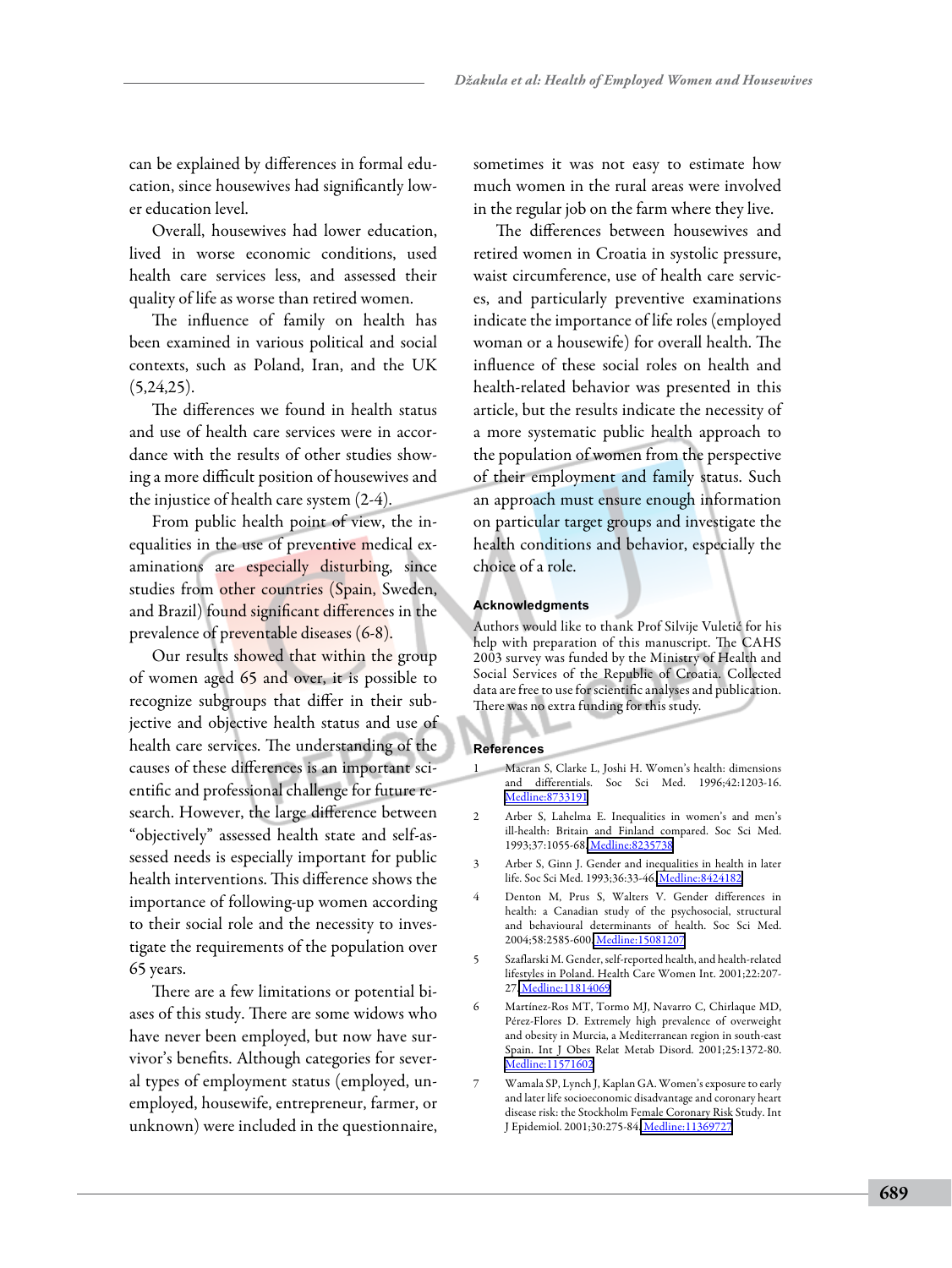can be explained by differences in formal education, since housewives had significantly lower education level.

Overall, housewives had lower education, lived in worse economic conditions, used health care services less, and assessed their quality of life as worse than retired women.

The influence of family on health has been examined in various political and social contexts, such as Poland, Iran, and the UK (5,24,25).

The differences we found in health status and use of health care services were in accordance with the results of other studies showing a more difficult position of housewives and the injustice of health care system (2-4).

From public health point of view, the inequalities in the use of preventive medical examinations are especially disturbing, since studies from other countries (Spain, Sweden, and Brazil) found significant differences in the prevalence of preventable diseases (6-8).

Our results showed that within the group of women aged 65 and over, it is possible to recognize subgroups that differ in their subjective and objective health status and use of health care services. The understanding of the causes of these differences is an important scientific and professional challenge for future research. However, the large difference between "objectively" assessed health state and self-assessed needs is especially important for public health interventions. This difference shows the importance of following-up women according to their social role and the necessity to investigate the requirements of the population over 65 years.

There are a few limitations or potential biases of this study. There are some widows who have never been employed, but now have survivor's benefits. Although categories for several types of employment status (employed, unemployed, housewife, entrepreneur, farmer, or unknown) were included in the questionnaire, sometimes it was not easy to estimate how much women in the rural areas were involved in the regular job on the farm where they live.

The differences between housewives and retired women in Croatia in systolic pressure, waist circumference, use of health care services, and particularly preventive examinations indicate the importance of life roles (employed woman or a housewife) for overall health. The influence of these social roles on health and health-related behavior was presented in this article, but the results indicate the necessity of a more systematic public health approach to the population of women from the perspective of their employment and family status. Such an approach must ensure enough information on particular target groups and investigate the health conditions and behavior, especially the choice of a role.

## Acknowledgments

Authors would like to thank Prof Silvije Vuletić for his help with preparation of this manuscript. The CAHS 2003 survey was funded by the Ministry of Health and Social Services of the Republic of Croatia. Collected data are free to use for scientific analyses and publication. There was no extra funding for this study.

## References

1 Macran S, Clarke L, Joshi H. Women's health: dimensions and differentials. Soc Sci Med. 1996;42:1203-16. Medline:8733191

2 Arber S, Lahelma E. Inequalities in women's and men's ill-health: Britain and Finland compared. Soc Sci Med. 1993;37:1055-68. Medline:8235738

3 Arber S, Ginn J. Gender and inequalities in health in later life. Soc Sci Med. 1993;36:33-46. Medline:8424182

4 Denton M, Prus S, Walters V. Gender differences in health: a Canadian study of the psychosocial, structural and behavioural determinants of health. Soc Sci Med. 2004;58:2585-600. Medline:15081207

5 Szaflarski M. Gender, self-reported health, and health-related lifestyles in Poland. Health Care Women Int. 2001;22:207-27. Medline:11814069

6 Martínez-Ros MT, Tormo MJ, Navarro C, Chirlaque MD, Pérez-Flores D. Extremely high prevalence of overweight and obesity in Murcia, a Mediterranean region in south-east Spain. Int J Obes Relat Metab Disord. 2001;25:1372-80. Medline:11571602

7 Wamala SP, Lynch J, Kaplan GA. Women's exposure to early and later life socioeconomic disadvantage and coronary heart disease risk: the Stockholm Female Coronary Risk Study. Int J Epidemiol. 2001;30:275-84. Medline:11369727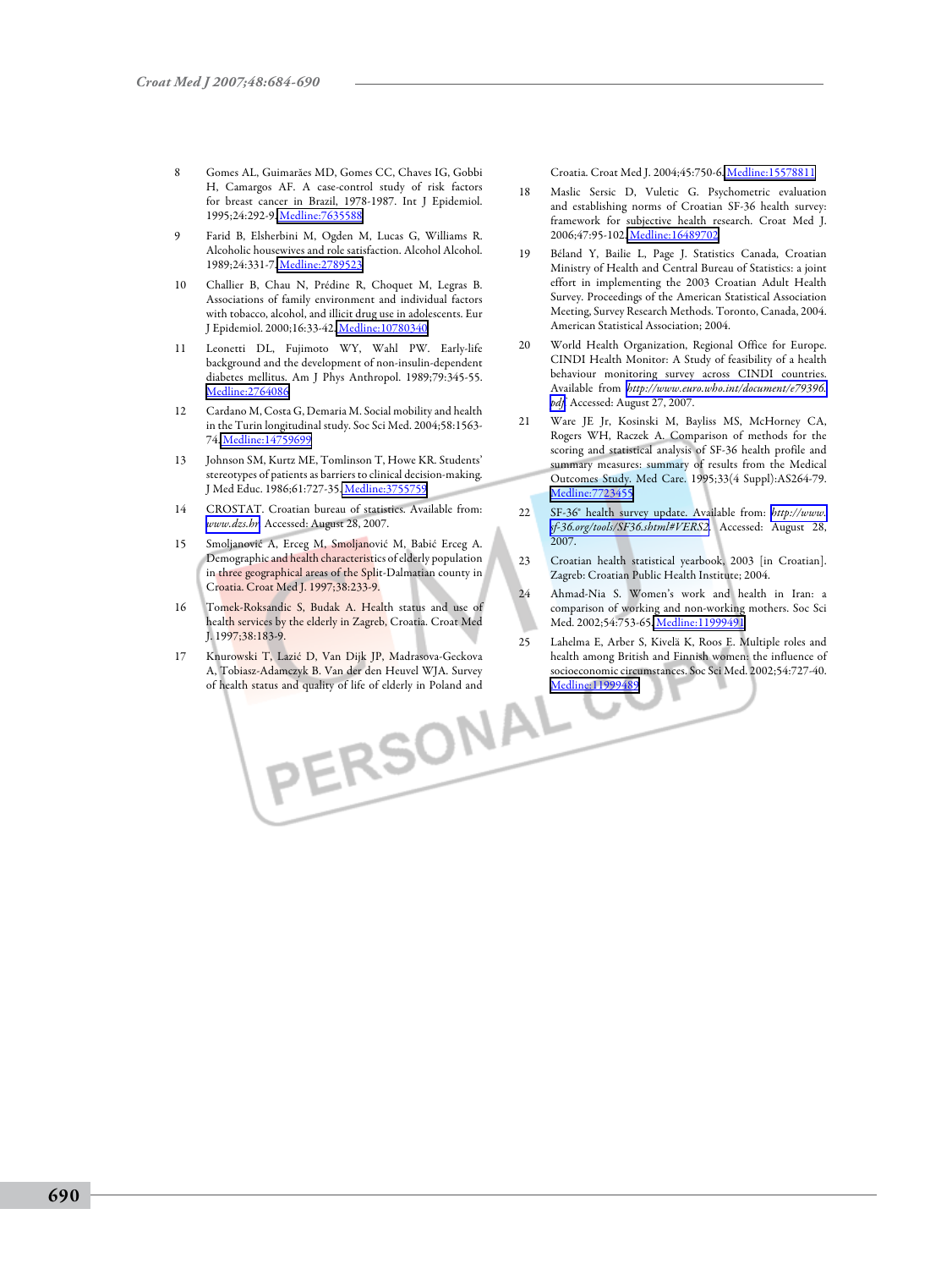8. Gomes AL, Guimarães MD, Gomes CC, Chaves IG, Gobbi H, Camargos AF. A case-control study of risk factors for breast cancer in Brazil, 1978-1987. Int J Epidemiol. 1995;24:292-9. Medline:7635588

9. Farid B, Elsherbini M, Ogden M, Lucas G, Williams R. Alcoholic housewives and role satisfaction. Alcohol Alcohol. 1989;24:331-7. Medline:2789523

10. Challier B, Chau N, Prédine R, Choquet M, Legras B. Associations of family environment and individual factors with tobacco, alcohol, and illicit drug use in adolescents. Eur J Epidemiol. 2000;16:33-42. Medline:10780340

11. Leonetti DL, Fujimoto WY, Wahl PW. Early-life background and the development of non-insulin-dependent diabetes mellitus. Am J Phys Anthropol. 1989;79:345-55. Medline:2764086

12. Cardano M, Costa G, Demaria M. Social mobility and health in the Turin longitudinal study. Soc Sci Med. 2004;58:1563-74. Medline:14759699

13. Johnson SM, Kurtz ME, Tomlinson T, Howe KR. Students' stereotypes of patients as barriers to clinical decision-making. J Med Educ. 1986;61:727-35. Medline:3755759

14. CROSTAT. Croatian bureau of statistics. Available from: *www.dzs.hr*. Accessed: August 28, 2007.

15. Smoljanović A, Erceg M, Smoljanović M, Babić Erceg A. Demographic and health characteristics of elderly population in three geographical areas of the Split-Dalmatian county in Croatia. Croat Med J. 1997;38:233-9.

16. Tomek-Roksandic S, Budak A. Health status and use of health services by the elderly in Zagreb, Croatia. Croat Med J. 1997;38:183-9.

17. Knurowski T, Lazić D, Van Dijk JP, Madrasova-Geckova A, Tobiasz-Adamczyk B. Van der den Heuvel WJA. Survey of health status and quality of life of elderly in Poland and Croatia. Croat Med J. 2004;45:750-6. Medline:15578811

18. Maslic Sersic D, Vuletic G. Psychometric evaluation and establishing norms of Croatian SF-36 health survey: framework for subjective health research. Croat Med J. 2006;47:95-102. Medline:16489702

19. Béland Y, Bailie L, Page J. Statistics Canada, Croatian Ministry of Health and Central Bureau of Statistics: a joint effort in implementing the 2003 Croatian Adult Health Survey. Proceedings of the American Statistical Association Meeting, Survey Research Methods. Toronto, Canada, 2004. American Statistical Association; 2004.

20. World Health Organization, Regional Office for Europe. CINDI Health Monitor: A Study of feasibility of a health behaviour monitoring survey across CINDI countries. Available from *http://www.euro.who.int/document/e79396.pdf*. Accessed: August 27, 2007.

21. Ware JE Jr, Kosinski M, Bayliss MS, McHorney CA, Rogers WH, Raczek A. Comparison of methods for the scoring and statistical analysis of SF-36 health profile and summary measures: summary of results from the Medical Outcomes Study. Med Care. 1995;33(4 Suppl):AS264-79. Medline:7723455

22. SF-36® health survey update. Available from: *http://www.sf-36.org/tools/SF36.shtml#VERS2*. Accessed: August 28, 2007.

23. Croatian health statistical yearbook, 2003 [in Croatian]. Zagreb: Croatian Public Health Institute; 2004.

24. Ahmad-Nia S. Women's work and health in Iran: a comparison of working and non-working mothers. Soc Sci Med. 2002;54:753-65. Medline:11999491

25. Lahelma E, Arber S, Kivelä K, Roos E. Multiple roles and health among British and Finnish women: the influence of socioeconomic circumstances. Soc Sci Med. 2002;54:727-40. Medline:11999489